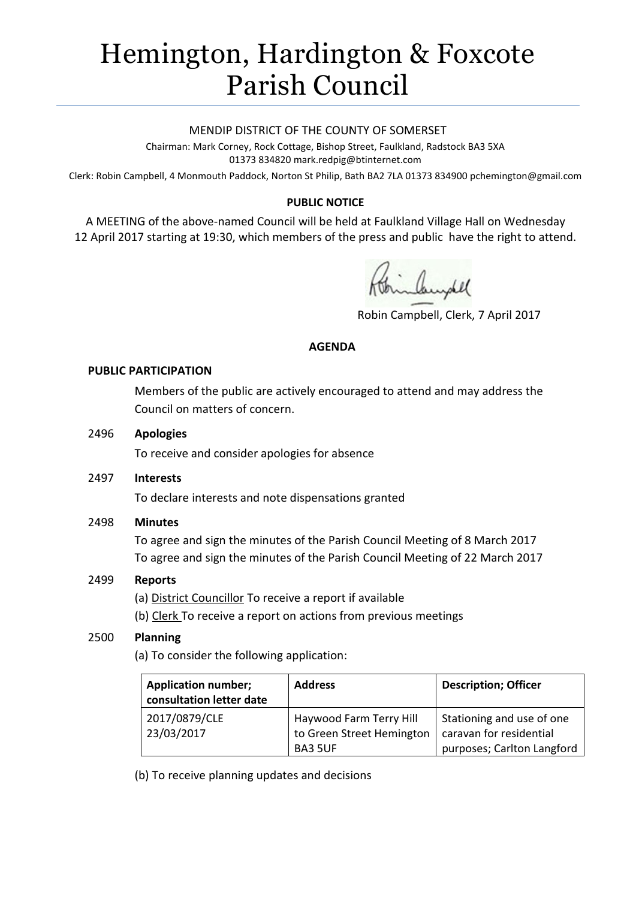# Hemington, Hardington & Foxcote Parish Council

MENDIP DISTRICT OF THE COUNTY OF SOMERSET

Chairman: Mark Corney, Rock Cottage, Bishop Street, Faulkland, Radstock BA3 5XA
01373 834820 mark.redpig@btinternet.com

Clerk: Robin Campbell, 4 Monmouth Paddock, Norton St Philip, Bath BA2 7LA 01373 834900 pchemington@gmail.com

**PUBLIC NOTICE**

A MEETING of the above-named Council will be held at Faulkland Village Hall on Wednesday 12 April 2017 starting at 19:30, which members of the press and public have the right to attend.

Robin Campbell, Clerk, 7 April 2017

**AGENDA**

**PUBLIC PARTICIPATION**

Members of the public are actively encouraged to attend and may address the Council on matters of concern.

2496 **Apologies**

To receive and consider apologies for absence

2497 **Interests**

To declare interests and note dispensations granted

2498 **Minutes**

To agree and sign the minutes of the Parish Council Meeting of 8 March 2017
To agree and sign the minutes of the Parish Council Meeting of 22 March 2017

2499 **Reports**

(a) District Councillor To receive a report if available
(b) Clerk To receive a report on actions from previous meetings

2500 **Planning**

(a) To consider the following application:

| **Application number; consultation letter date** | **Address** | **Description; Officer** |
|---|---|---|
| 2017/0879/CLE 23/03/2017 | Haywood Farm Terry Hill to Green Street Hemington BA3 5UF | Stationing and use of one caravan for residential purposes; Carlton Langford |

(b) To receive planning updates and decisions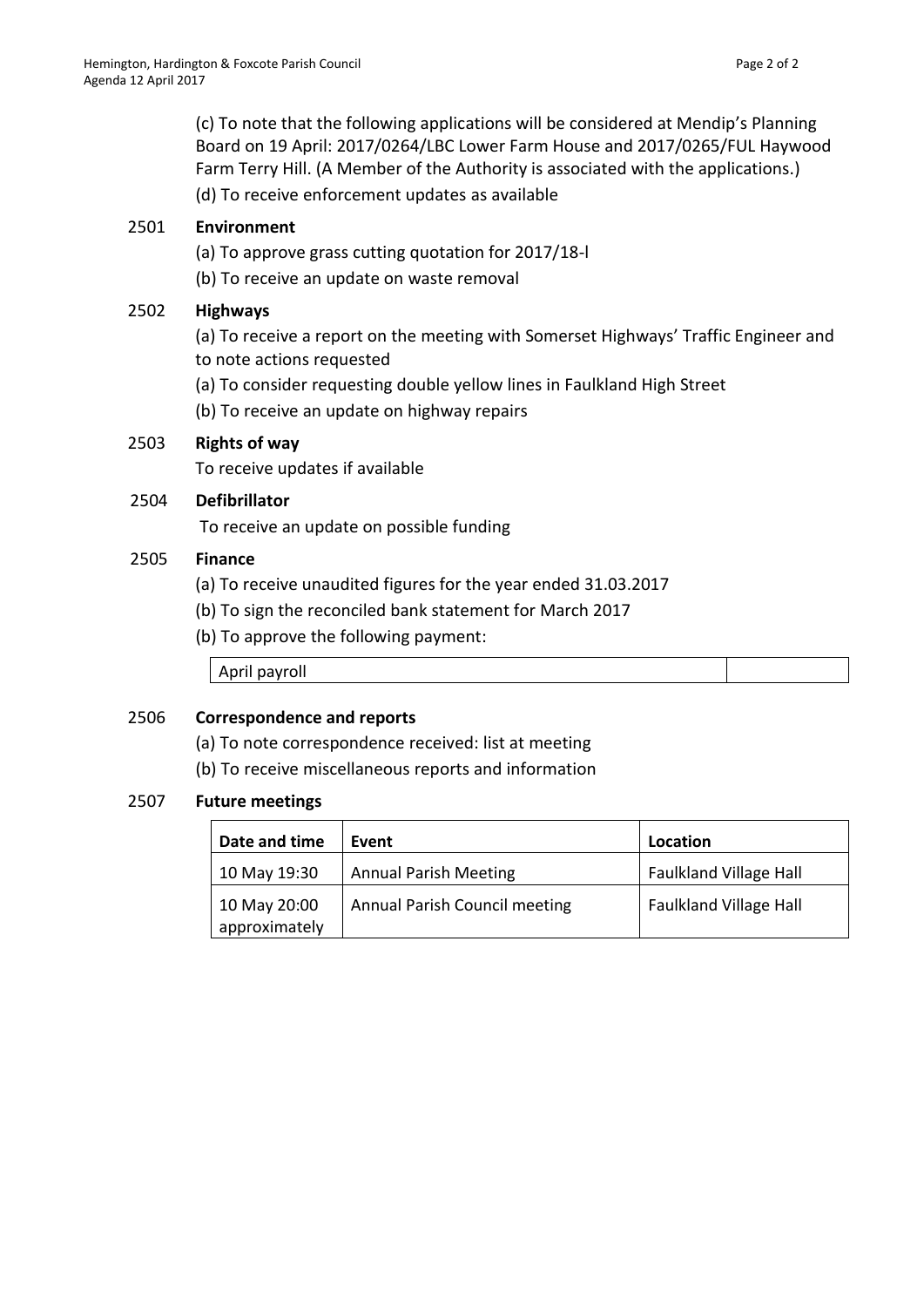(c) To note that the following applications will be considered at Mendip's Planning Board on 19 April: 2017/0264/LBC Lower Farm House and 2017/0265/FUL Haywood Farm Terry Hill. (A Member of the Authority is associated with the applications.)

(d) To receive enforcement updates as available

**2501 Environment**

(a) To approve grass cutting quotation for 2017/18-l

(b) To receive an update on waste removal

**2502 Highways**

(a) To receive a report on the meeting with Somerset Highways' Traffic Engineer and to note actions requested

(a) To consider requesting double yellow lines in Faulkland High Street

(b) To receive an update on highway repairs

**2503 Rights of way**

To receive updates if available

**2504 Defibrillator**

To receive an update on possible funding

**2505 Finance**

(a) To receive unaudited figures for the year ended 31.03.2017

(b) To sign the reconciled bank statement for March 2017

(b) To approve the following payment:

| | |
|---|---|
| April payroll | |

**2506 Correspondence and reports**

(a) To note correspondence received: list at meeting

(b) To receive miscellaneous reports and information

**2507 Future meetings**

| Date and time | Event | Location |
|---|---|---|
| 10 May 19:30 | Annual Parish Meeting | Faulkland Village Hall |
| 10 May 20:00 approximately | Annual Parish Council meeting | Faulkland Village Hall |